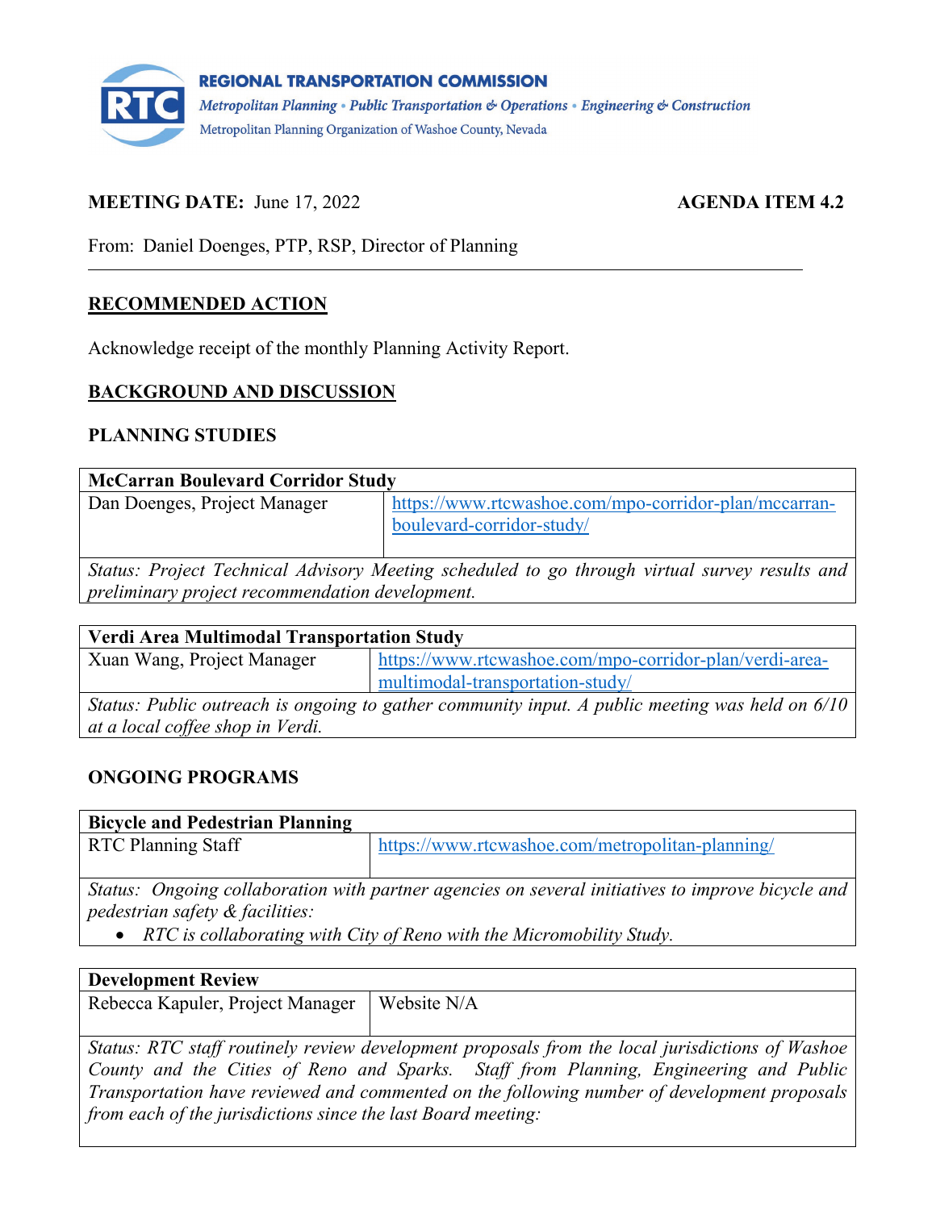**REGIONAL TRANSPORTATION COMMISSION**
*Metropolitan Planning • Public Transportation & Operations • Engineering & Construction*
Metropolitan Planning Organization of Washoe County, Nevada

**MEETING DATE:** June 17, 2022 **AGENDA ITEM 4.2**

From: Daniel Doenges, PTP, RSP, Director of Planning

---

## RECOMMENDED ACTION

Acknowledge receipt of the monthly Planning Activity Report.

## BACKGROUND AND DISCUSSION

### PLANNING STUDIES

| **McCarran Boulevard Corridor Study** | |
|---|---|
| Dan Doenges, Project Manager | https://www.rtcwashoe.com/mpo-corridor-plan/mccarran-boulevard-corridor-study/ |
| *Status: Project Technical Advisory Meeting scheduled to go through virtual survey results and preliminary project recommendation development.* | |

| **Verdi Area Multimodal Transportation Study** | |
|---|---|
| Xuan Wang, Project Manager | https://www.rtcwashoe.com/mpo-corridor-plan/verdi-area-multimodal-transportation-study/ |
| *Status: Public outreach is ongoing to gather community input. A public meeting was held on 6/10 at a local coffee shop in Verdi.* | |

### ONGOING PROGRAMS

| **Bicycle and Pedestrian Planning** | |
|---|---|
| RTC Planning Staff | https://www.rtcwashoe.com/metropolitan-planning/ |
| *Status: Ongoing collaboration with partner agencies on several initiatives to improve bicycle and pedestrian safety & facilities:* <br>• *RTC is collaborating with City of Reno with the Micromobility Study.* | |

| **Development Review** | |
|---|---|
| Rebecca Kapuler, Project Manager | Website N/A |
| *Status: RTC staff routinely review development proposals from the local jurisdictions of Washoe County and the Cities of Reno and Sparks. Staff from Planning, Engineering and Public Transportation have reviewed and commented on the following number of development proposals from each of the jurisdictions since the last Board meeting:* | |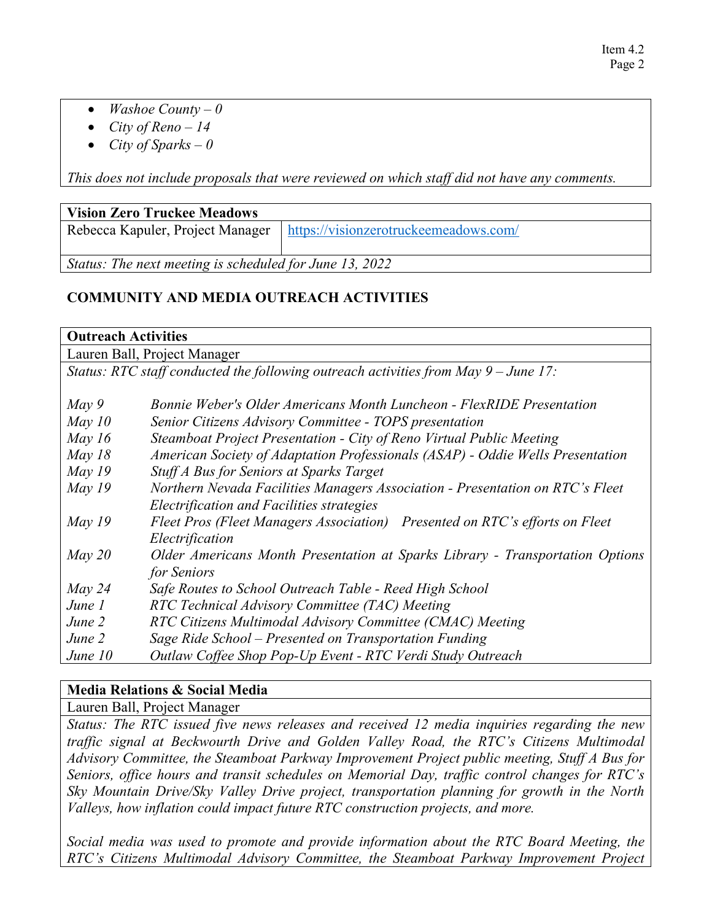- *Washoe County – 0*
- *City of Reno – 14*
- *City of Sparks – 0*

*This does not include proposals that were reviewed on which staff did not have any comments.*

| **Vision Zero Truckee Meadows** | |
|---|---|
| Rebecca Kapuler, Project Manager | https://visionzerotruckeemeadows.com/ |
| *Status: The next meeting is scheduled for June 13, 2022* | |

## COMMUNITY AND MEDIA OUTREACH ACTIVITIES

**Outreach Activities**

Lauren Ball, Project Manager

*Status: RTC staff conducted the following outreach activities from May 9 – June 17:*

| | |
|---|---|
| *May 9* | *Bonnie Weber's Older Americans Month Luncheon - FlexRIDE Presentation* |
| *May 10* | *Senior Citizens Advisory Committee - TOPS presentation* |
| *May 16* | *Steamboat Project Presentation - City of Reno Virtual Public Meeting* |
| *May 18* | *American Society of Adaptation Professionals (ASAP) - Oddie Wells Presentation* |
| *May 19* | *Stuff A Bus for Seniors at Sparks Target* |
| *May 19* | *Northern Nevada Facilities Managers Association - Presentation on RTC's Fleet Electrification and Facilities strategies* |
| *May 19* | *Fleet Pros (Fleet Managers Association) Presented on RTC's efforts on Fleet Electrification* |
| *May 20* | *Older Americans Month Presentation at Sparks Library - Transportation Options for Seniors* |
| *May 24* | *Safe Routes to School Outreach Table - Reed High School* |
| *June 1* | *RTC Technical Advisory Committee (TAC) Meeting* |
| *June 2* | *RTC Citizens Multimodal Advisory Committee (CMAC) Meeting* |
| *June 2* | *Sage Ride School – Presented on Transportation Funding* |
| *June 10* | *Outlaw Coffee Shop Pop-Up Event - RTC Verdi Study Outreach* |

**Media Relations & Social Media**

Lauren Ball, Project Manager

*Status: The RTC issued five news releases and received 12 media inquiries regarding the new traffic signal at Beckwourth Drive and Golden Valley Road, the RTC's Citizens Multimodal Advisory Committee, the Steamboat Parkway Improvement Project public meeting, Stuff A Bus for Seniors, office hours and transit schedules on Memorial Day, traffic control changes for RTC's Sky Mountain Drive/Sky Valley Drive project, transportation planning for growth in the North Valleys, how inflation could impact future RTC construction projects, and more.*

*Social media was used to promote and provide information about the RTC Board Meeting, the RTC's Citizens Multimodal Advisory Committee, the Steamboat Parkway Improvement Project*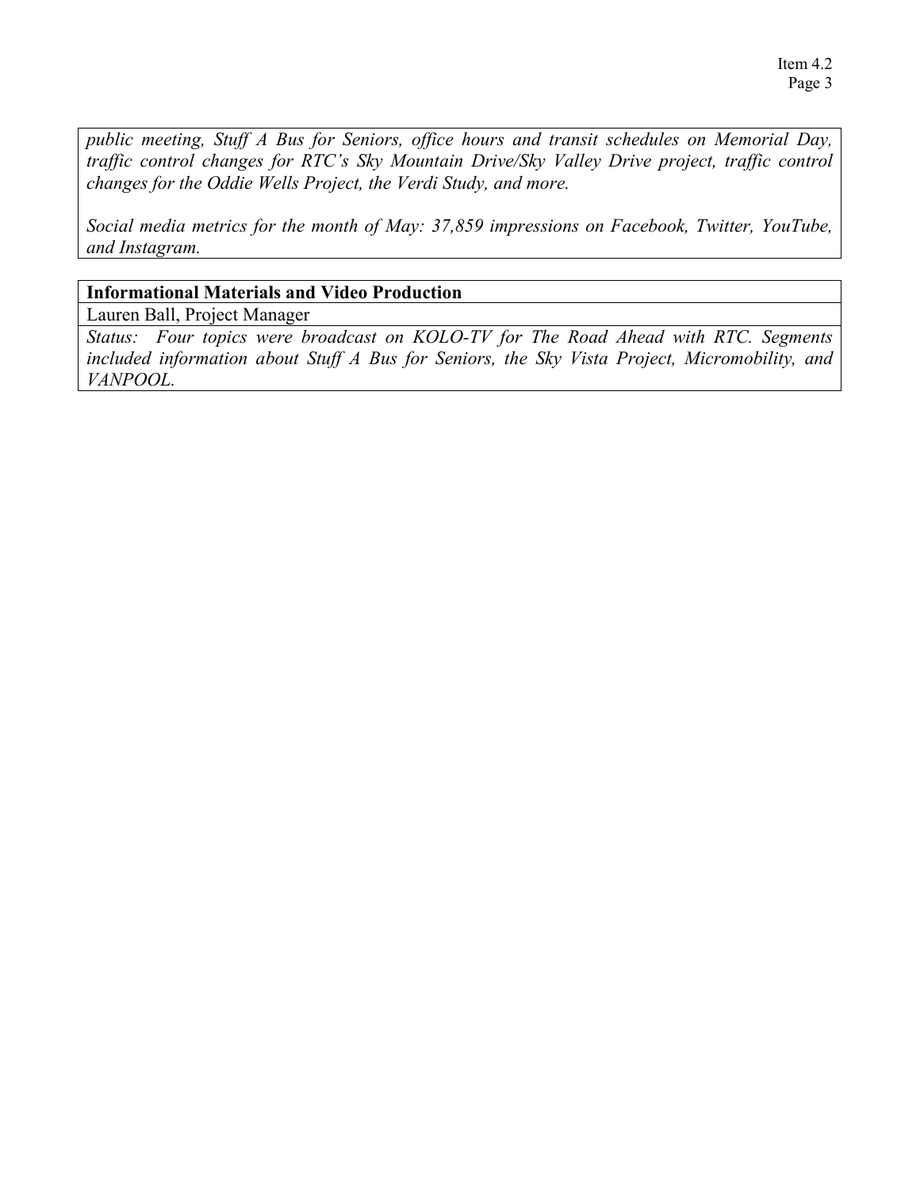*public meeting, Stuff A Bus for Seniors, office hours and transit schedules on Memorial Day, traffic control changes for RTC's Sky Mountain Drive/Sky Valley Drive project, traffic control changes for the Oddie Wells Project, the Verdi Study, and more.*

*Social media metrics for the month of May: 37,859 impressions on Facebook, Twitter, YouTube, and Instagram.*

**Informational Materials and Video Production**

Lauren Ball, Project Manager

*Status: Four topics were broadcast on KOLO-TV for The Road Ahead with RTC. Segments included information about Stuff A Bus for Seniors, the Sky Vista Project, Micromobility, and VANPOOL.*